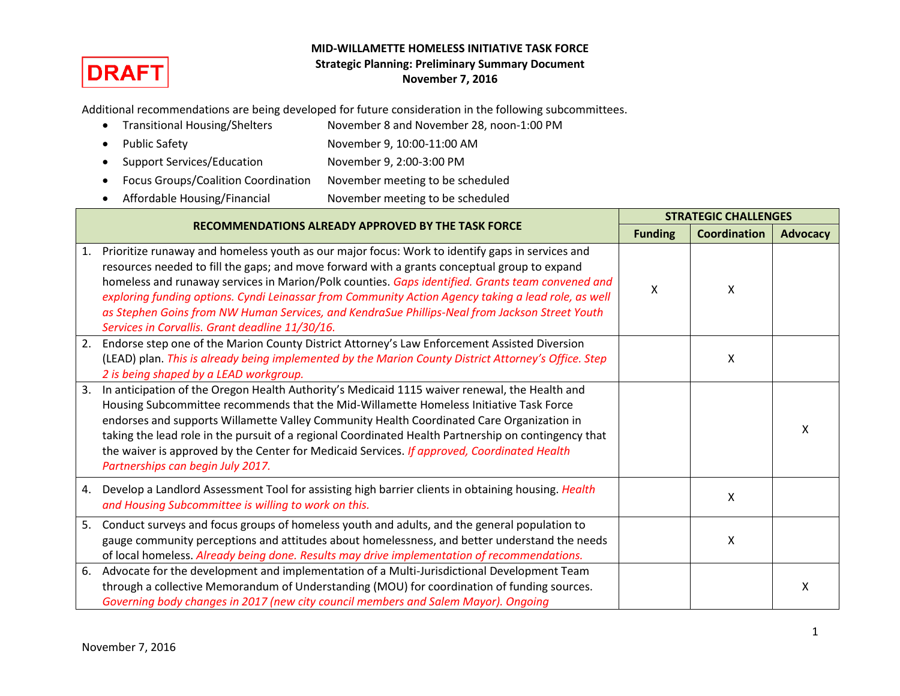DRAFT

# MID-WILLAMETTE HOMELESS INITIATIVE TASK FORCE

## Strategic Planning: Preliminary Summary Document

**November 7, 2016**

Additional recommendations are being developed for future consideration in the following subcommittees.

- Transitional Housing/Shelters — November 8 and November 28, noon-1:00 PM
- Public Safety — November 9, 10:00-11:00 AM
- Support Services/Education — November 9, 2:00-3:00 PM
- Focus Groups/Coalition Coordination — November meeting to be scheduled
- Affordable Housing/Financial — November meeting to be scheduled

| RECOMMENDATIONS ALREADY APPROVED BY THE TASK FORCE | STRATEGIC CHALLENGES | | |
|---|---|---|---|
| | **Funding** | **Coordination** | **Advocacy** |
| 1. Prioritize runaway and homeless youth as our major focus: Work to identify gaps in services and resources needed to fill the gaps; and move forward with a grants conceptual group to expand homeless and runaway services in Marion/Polk counties. *Gaps identified. Grants team convened and exploring funding options. Cyndi Leinassar from Community Action Agency taking a lead role, as well as Stephen Goins from NW Human Services, and KendraSue Phillips-Neal from Jackson Street Youth Services in Corvallis. Grant deadline 11/30/16.* | X | X | |
| 2. Endorse step one of the Marion County District Attorney's Law Enforcement Assisted Diversion (LEAD) plan. *This is already being implemented by the Marion County District Attorney's Office. Step 2 is being shaped by a LEAD workgroup.* | | X | |
| 3. In anticipation of the Oregon Health Authority's Medicaid 1115 waiver renewal, the Health and Housing Subcommittee recommends that the Mid-Willamette Homeless Initiative Task Force endorses and supports Willamette Valley Community Health Coordinated Care Organization in taking the lead role in the pursuit of a regional Coordinated Health Partnership on contingency that the waiver is approved by the Center for Medicaid Services. *If approved, Coordinated Health Partnerships can begin July 2017.* | | | X |
| 4. Develop a Landlord Assessment Tool for assisting high barrier clients in obtaining housing. *Health and Housing Subcommittee is willing to work on this.* | | X | |
| 5. Conduct surveys and focus groups of homeless youth and adults, and the general population to gauge community perceptions and attitudes about homelessness, and better understand the needs of local homeless. *Already being done. Results may drive implementation of recommendations.* | | X | |
| 6. Advocate for the development and implementation of a Multi-Jurisdictional Development Team through a collective Memorandum of Understanding (MOU) for coordination of funding sources. *Governing body changes in 2017 (new city council members and Salem Mayor). Ongoing* | | | X |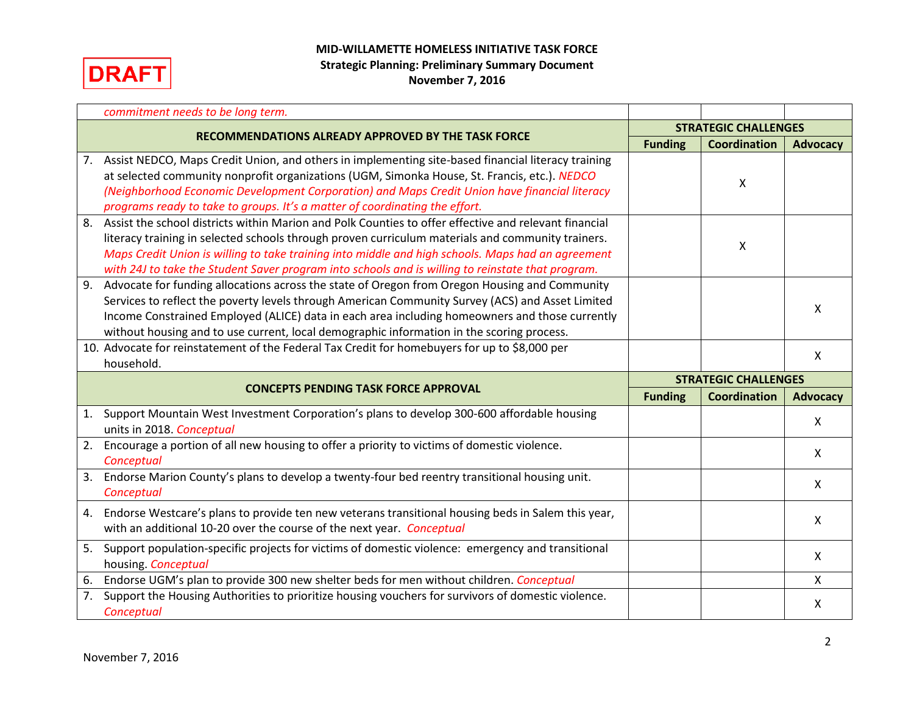| *commitment needs to be long term.* | | | |
|---|---|---|---|
| **RECOMMENDATIONS ALREADY APPROVED BY THE TASK FORCE** | **STRATEGIC CHALLENGES** | | |
| | **Funding** | **Coordination** | **Advocacy** |
| 7. Assist NEDCO, Maps Credit Union, and others in implementing site-based financial literacy training at selected community nonprofit organizations (UGM, Simonka House, St. Francis, etc.). *NEDCO (Neighborhood Economic Development Corporation) and Maps Credit Union have financial literacy programs ready to take to groups. It's a matter of coordinating the effort.* | | X | |
| 8. Assist the school districts within Marion and Polk Counties to offer effective and relevant financial literacy training in selected schools through proven curriculum materials and community trainers. *Maps Credit Union is willing to take training into middle and high schools. Maps had an agreement with 24J to take the Student Saver program into schools and is willing to reinstate that program.* | | X | |
| 9. Advocate for funding allocations across the state of Oregon from Oregon Housing and Community Services to reflect the poverty levels through American Community Survey (ACS) and Asset Limited Income Constrained Employed (ALICE) data in each area including homeowners and those currently without housing and to use current, local demographic information in the scoring process. | | | X |
| 10. Advocate for reinstatement of the Federal Tax Credit for homebuyers for up to $8,000 per household. | | | X |
| **CONCEPTS PENDING TASK FORCE APPROVAL** | **STRATEGIC CHALLENGES** | | |
| | **Funding** | **Coordination** | **Advocacy** |
| 1. Support Mountain West Investment Corporation's plans to develop 300-600 affordable housing units in 2018. *Conceptual* | | | X |
| 2. Encourage a portion of all new housing to offer a priority to victims of domestic violence. *Conceptual* | | | X |
| 3. Endorse Marion County's plans to develop a twenty-four bed reentry transitional housing unit. *Conceptual* | | | X |
| 4. Endorse Westcare's plans to provide ten new veterans transitional housing beds in Salem this year, with an additional 10-20 over the course of the next year. *Conceptual* | | | X |
| 5. Support population-specific projects for victims of domestic violence: emergency and transitional housing. *Conceptual* | | | X |
| 6. Endorse UGM's plan to provide 300 new shelter beds for men without children. *Conceptual* | | | X |
| 7. Support the Housing Authorities to prioritize housing vouchers for survivors of domestic violence. *Conceptual* | | | X |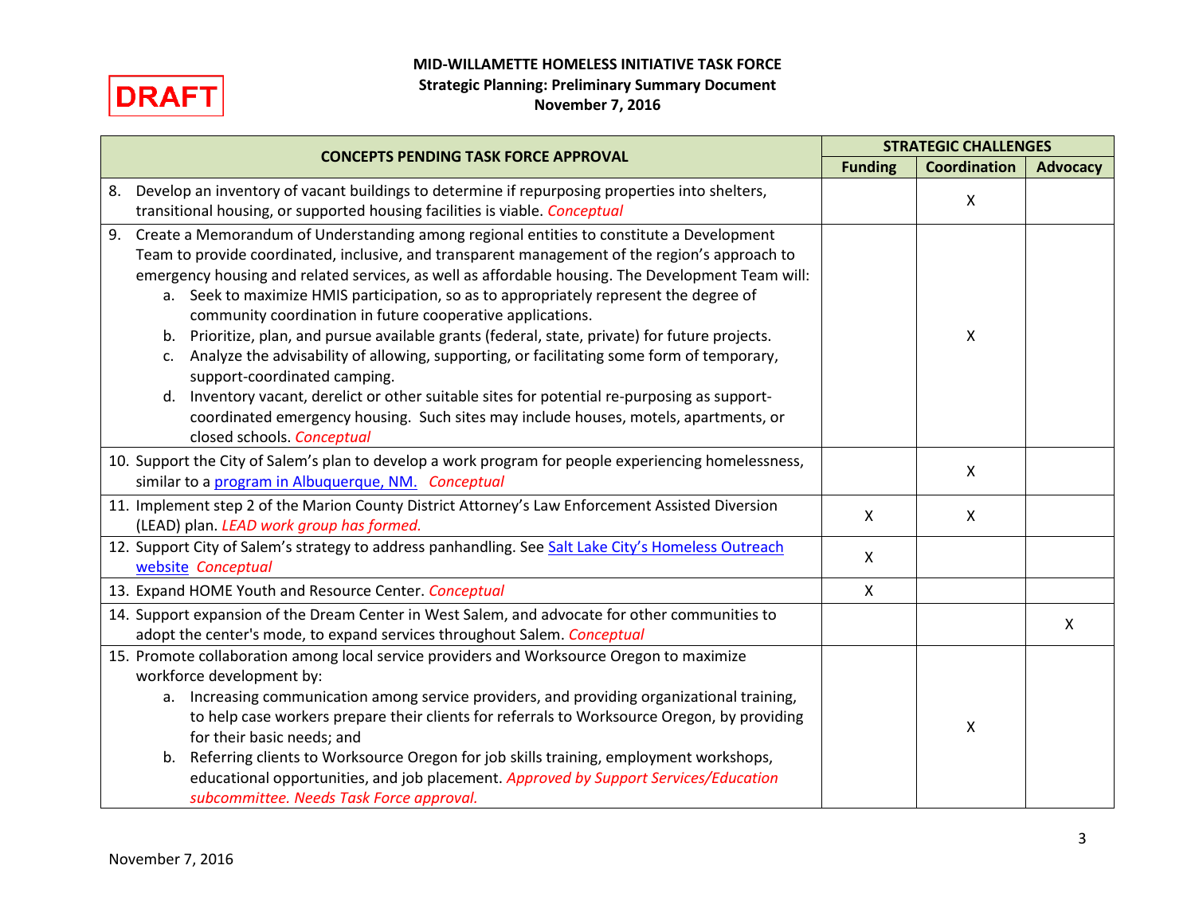DRAFT

**MID-WILLAMETTE HOMELESS INITIATIVE TASK FORCE**
**Strategic Planning: Preliminary Summary Document**
**November 7, 2016**

| CONCEPTS PENDING TASK FORCE APPROVAL | STRATEGIC CHALLENGES | | |
|---|---|---|---|
| | **Funding** | **Coordination** | **Advocacy** |
| 8. Develop an inventory of vacant buildings to determine if repurposing properties into shelters, transitional housing, or supported housing facilities is viable. *Conceptual* | | X | |
| 9. Create a Memorandum of Understanding among regional entities to constitute a Development Team to provide coordinated, inclusive, and transparent management of the region's approach to emergency housing and related services, as well as affordable housing. The Development Team will: a. Seek to maximize HMIS participation, so as to appropriately represent the degree of community coordination in future cooperative applications. b. Prioritize, plan, and pursue available grants (federal, state, private) for future projects. c. Analyze the advisability of allowing, supporting, or facilitating some form of temporary, support-coordinated camping. d. Inventory vacant, derelict or other suitable sites for potential re-purposing as support-coordinated emergency housing. Such sites may include houses, motels, apartments, or closed schools. *Conceptual* | | X | |
| 10. Support the City of Salem's plan to develop a work program for people experiencing homelessness, similar to a program in Albuquerque, NM. *Conceptual* | | X | |
| 11. Implement step 2 of the Marion County District Attorney's Law Enforcement Assisted Diversion (LEAD) plan. *LEAD work group has formed.* | X | X | |
| 12. Support City of Salem's strategy to address panhandling. See Salt Lake City's Homeless Outreach website *Conceptual* | X | | |
| 13. Expand HOME Youth and Resource Center. *Conceptual* | X | | |
| 14. Support expansion of the Dream Center in West Salem, and advocate for other communities to adopt the center's mode, to expand services throughout Salem. *Conceptual* | | | X |
| 15. Promote collaboration among local service providers and Worksource Oregon to maximize workforce development by: a. Increasing communication among service providers, and providing organizational training, to help case workers prepare their clients for referrals to Worksource Oregon, by providing for their basic needs; and b. Referring clients to Worksource Oregon for job skills training, employment workshops, educational opportunities, and job placement. *Approved by Support Services/Education subcommittee. Needs Task Force approval.* | | X | |

November 7, 2016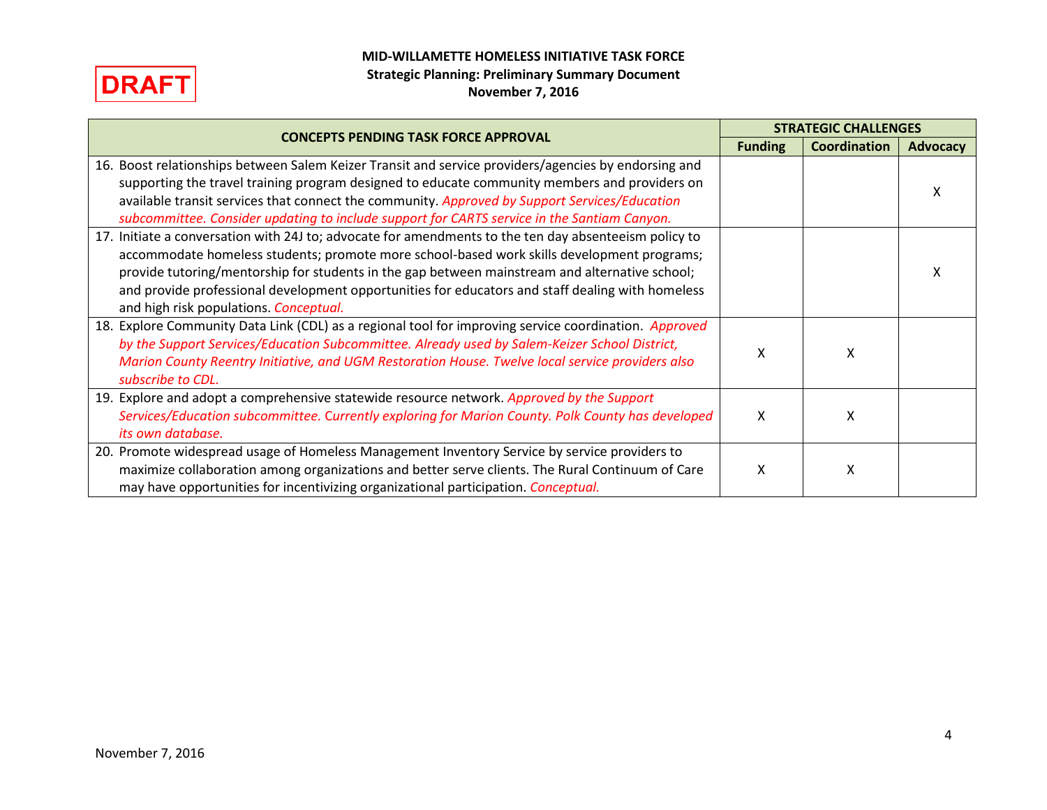DRAFT

**MID-WILLAMETTE HOMELESS INITIATIVE TASK FORCE**
**Strategic Planning: Preliminary Summary Document**
**November 7, 2016**

| CONCEPTS PENDING TASK FORCE APPROVAL | STRATEGIC CHALLENGES | | |
|---|---|---|---|
| | **Funding** | **Coordination** | **Advocacy** |
| 16. Boost relationships between Salem Keizer Transit and service providers/agencies by endorsing and supporting the travel training program designed to educate community members and providers on available transit services that connect the community. *Approved by Support Services/Education subcommittee. Consider updating to include support for CARTS service in the Santiam Canyon.* | | | X |
| 17. Initiate a conversation with 24J to; advocate for amendments to the ten day absenteeism policy to accommodate homeless students; promote more school-based work skills development programs; provide tutoring/mentorship for students in the gap between mainstream and alternative school; and provide professional development opportunities for educators and staff dealing with homeless and high risk populations. *Conceptual.* | | | X |
| 18. Explore Community Data Link (CDL) as a regional tool for improving service coordination. *Approved by the Support Services/Education Subcommittee. Already used by Salem-Keizer School District, Marion County Reentry Initiative, and UGM Restoration House. Twelve local service providers also subscribe to CDL.* | X | X | |
| 19. Explore and adopt a comprehensive statewide resource network. *Approved by the Support Services/Education subcommittee. Currently exploring for Marion County. Polk County has developed its own database.* | X | X | |
| 20. Promote widespread usage of Homeless Management Inventory Service by service providers to maximize collaboration among organizations and better serve clients. The Rural Continuum of Care may have opportunities for incentivizing organizational participation. *Conceptual.* | X | X | |